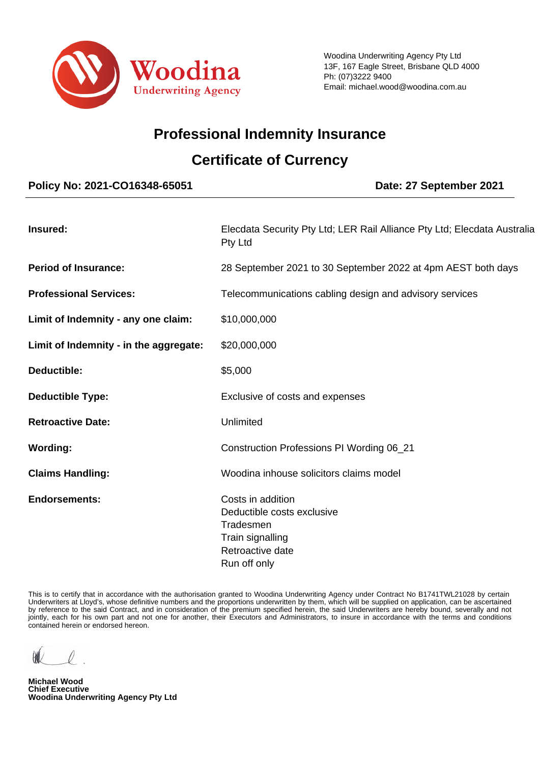Woodina
Underwriting Agency

Woodina Underwriting Agency Pty Ltd
13F, 167 Eagle Street, Brisbane QLD 4000
Ph: (07)3222 9400
Email: michael.wood@woodina.com.au

# Professional Indemnity Insurance

## Certificate of Currency

**Policy No: 2021-CO16348-65051** **Date: 27 September 2021**

| | |
|---|---|
| **Insured:** | Elecdata Security Pty Ltd; LER Rail Alliance Pty Ltd; Elecdata Australia Pty Ltd |
| **Period of Insurance:** | 28 September 2021 to 30 September 2022 at 4pm AEST both days |
| **Professional Services:** | Telecommunications cabling design and advisory services |
| **Limit of Indemnity - any one claim:** | $10,000,000 |
| **Limit of Indemnity - in the aggregate:** | $20,000,000 |
| **Deductible:** | $5,000 |
| **Deductible Type:** | Exclusive of costs and expenses |
| **Retroactive Date:** | Unlimited |
| **Wording:** | Construction Professions PI Wording 06_21 |
| **Claims Handling:** | Woodina inhouse solicitors claims model |
| **Endorsements:** | Costs in addition<br>Deductible costs exclusive<br>Tradesmen<br>Train signalling<br>Retroactive date<br>Run off only |

This is to certify that in accordance with the authorisation granted to Woodina Underwriting Agency under Contract No B1741TWL21028 by certain Underwriters at Lloyd's, whose definitive numbers and the proportions underwritten by them, which will be supplied on application, can be ascertained by reference to the said Contract, and in consideration of the premium specified herein, the said Underwriters are hereby bound, severally and not jointly, each for his own part and not one for another, their Executors and Administrators, to insure in accordance with the terms and conditions contained herein or endorsed hereon.

**Michael Wood**
**Chief Executive**
**Woodina Underwriting Agency Pty Ltd**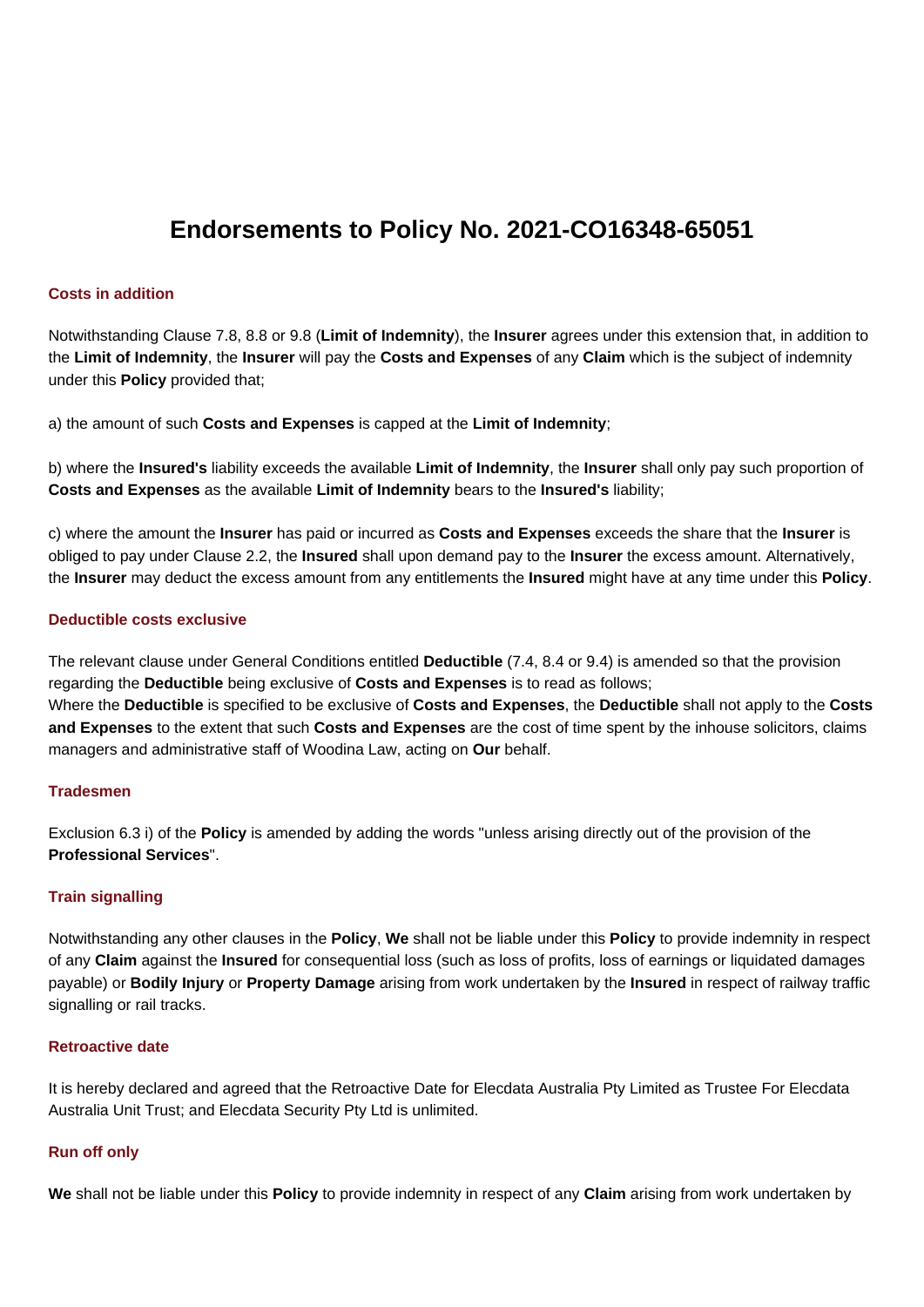# Endorsements to Policy No. 2021-CO16348-65051

### Costs in addition

Notwithstanding Clause 7.8, 8.8 or 9.8 (**Limit of Indemnity**), the **Insurer** agrees under this extension that, in addition to the **Limit of Indemnity**, the **Insurer** will pay the **Costs and Expenses** of any **Claim** which is the subject of indemnity under this **Policy** provided that;

a) the amount of such **Costs and Expenses** is capped at the **Limit of Indemnity**;

b) where the **Insured's** liability exceeds the available **Limit of Indemnity**, the **Insurer** shall only pay such proportion of **Costs and Expenses** as the available **Limit of Indemnity** bears to the **Insured's** liability;

c) where the amount the **Insurer** has paid or incurred as **Costs and Expenses** exceeds the share that the **Insurer** is obliged to pay under Clause 2.2, the **Insured** shall upon demand pay to the **Insurer** the excess amount. Alternatively, the **Insurer** may deduct the excess amount from any entitlements the **Insured** might have at any time under this **Policy**.

### Deductible costs exclusive

The relevant clause under General Conditions entitled **Deductible** (7.4, 8.4 or 9.4) is amended so that the provision regarding the **Deductible** being exclusive of **Costs and Expenses** is to read as follows;
Where the **Deductible** is specified to be exclusive of **Costs and Expenses**, the **Deductible** shall not apply to the **Costs and Expenses** to the extent that such **Costs and Expenses** are the cost of time spent by the inhouse solicitors, claims managers and administrative staff of Woodina Law, acting on **Our** behalf.

### Tradesmen

Exclusion 6.3 i) of the **Policy** is amended by adding the words "unless arising directly out of the provision of the **Professional Services**".

### Train signalling

Notwithstanding any other clauses in the **Policy**, **We** shall not be liable under this **Policy** to provide indemnity in respect of any **Claim** against the **Insured** for consequential loss (such as loss of profits, loss of earnings or liquidated damages payable) or **Bodily Injury** or **Property Damage** arising from work undertaken by the **Insured** in respect of railway traffic signalling or rail tracks.

### Retroactive date

It is hereby declared and agreed that the Retroactive Date for Elecdata Australia Pty Limited as Trustee For Elecdata Australia Unit Trust; and Elecdata Security Pty Ltd is unlimited.

### Run off only

**We** shall not be liable under this **Policy** to provide indemnity in respect of any **Claim** arising from work undertaken by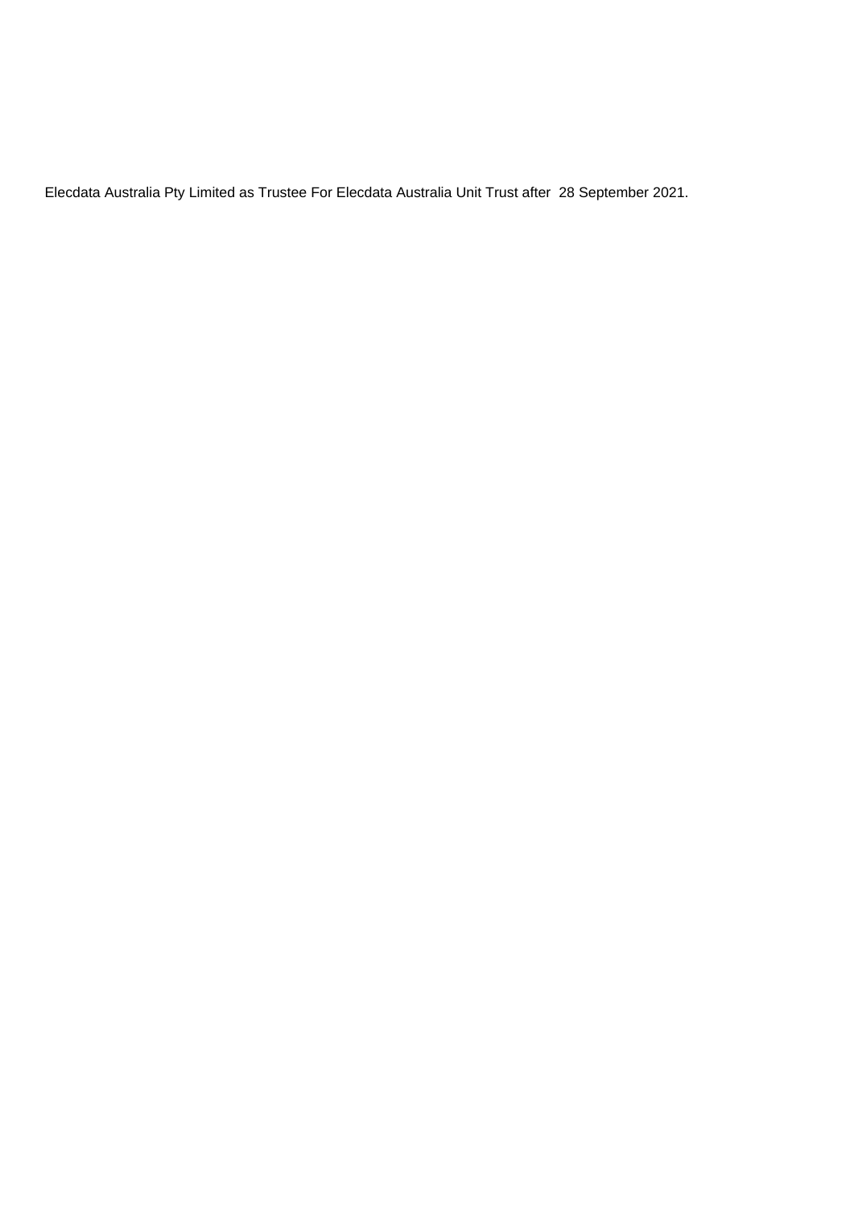Elecdata Australia Pty Limited as Trustee For Elecdata Australia Unit Trust after 28 September 2021.